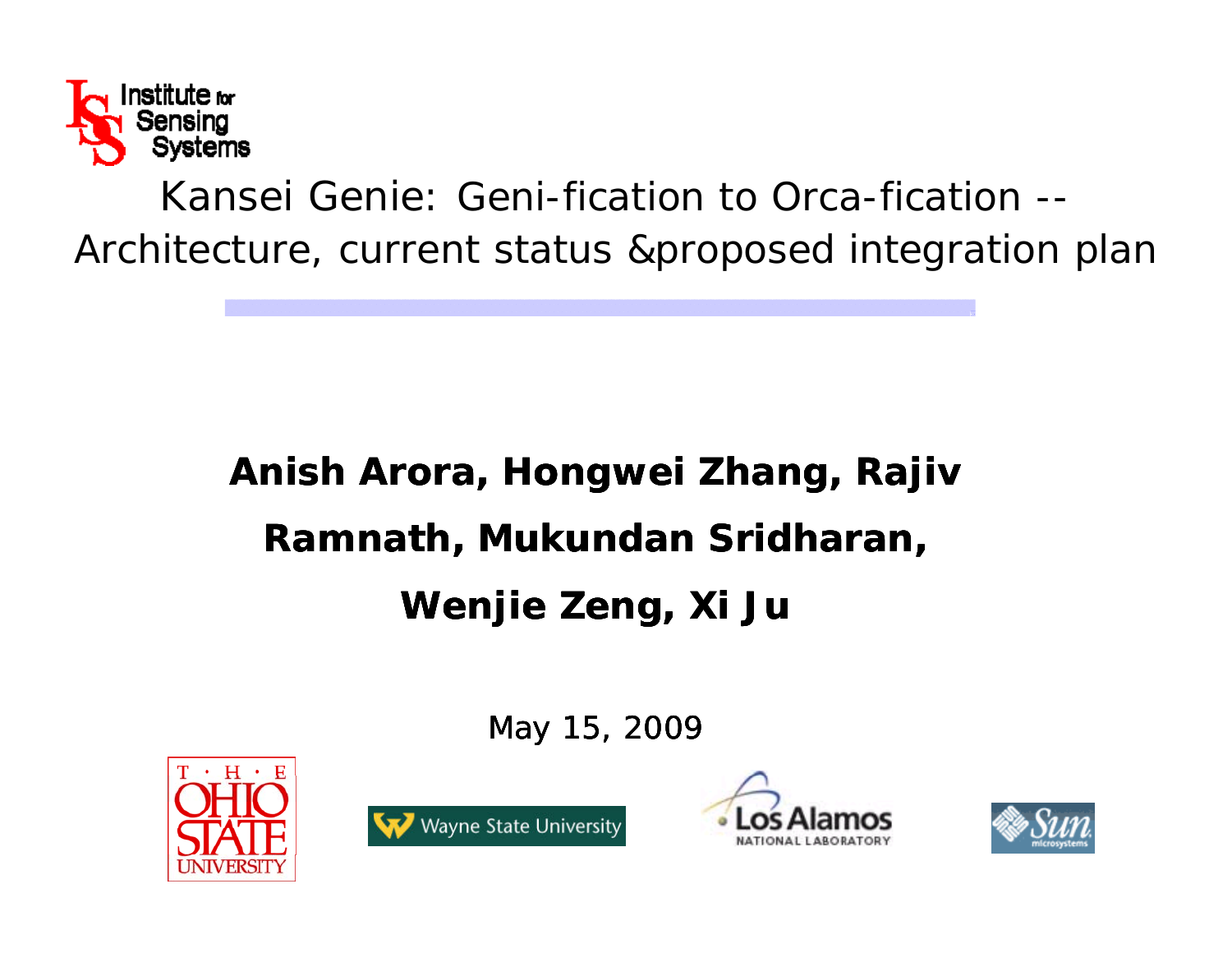# Kansei Genie: Geni-fication to Orca-fication -- Architecture, current status &proposed integration plan

**Anish Arora, Hongwei Zhang, Rajiv Ramnath, Mukundan Sridharan, Wenjie Zeng, Xi Ju**

May 15, 2009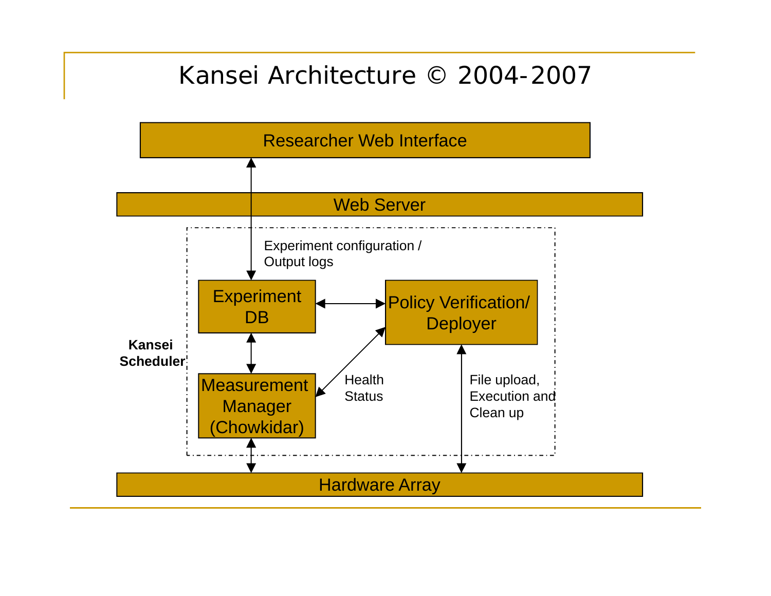# Kansei Architecture © 2004-2007

Researcher Web Interface

Web Server

Experiment configuration / Output logs

Experiment DB

Policy Verification/ Deployer

Kansei Scheduler

Measurement Manager (Chowkidar)

Health Status

File upload, Execution and Clean up

Hardware Array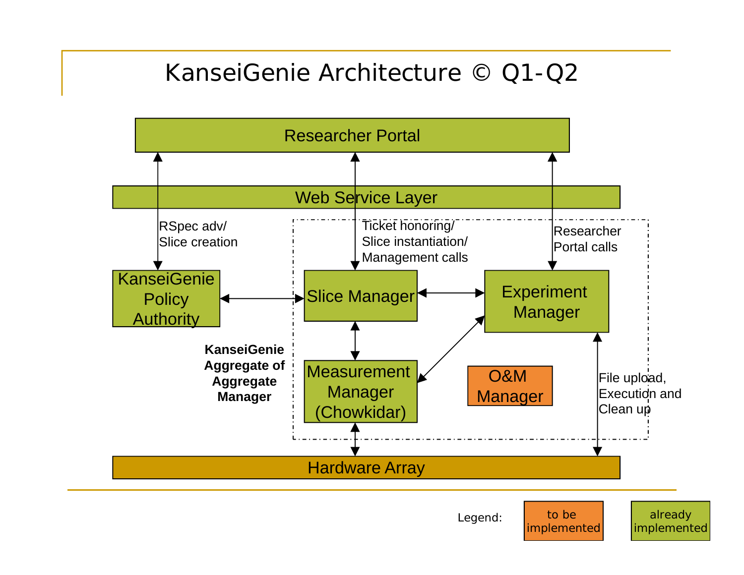# KanseiGenie Architecture © Q1-Q2

Researcher Portal

Web Service Layer

RSpec adv/
Slice creation

Ticket honoring/
Slice instantiation/
Management calls

Researcher
Portal calls

KanseiGenie Policy Authority

Slice Manager

Experiment Manager

**KanseiGenie Aggregate of Aggregate Manager**

Measurement Manager (Chowkidar)

O&M Manager

File upload,
Execution and
Clean up

Hardware Array

Legend: to be implemented | already implemented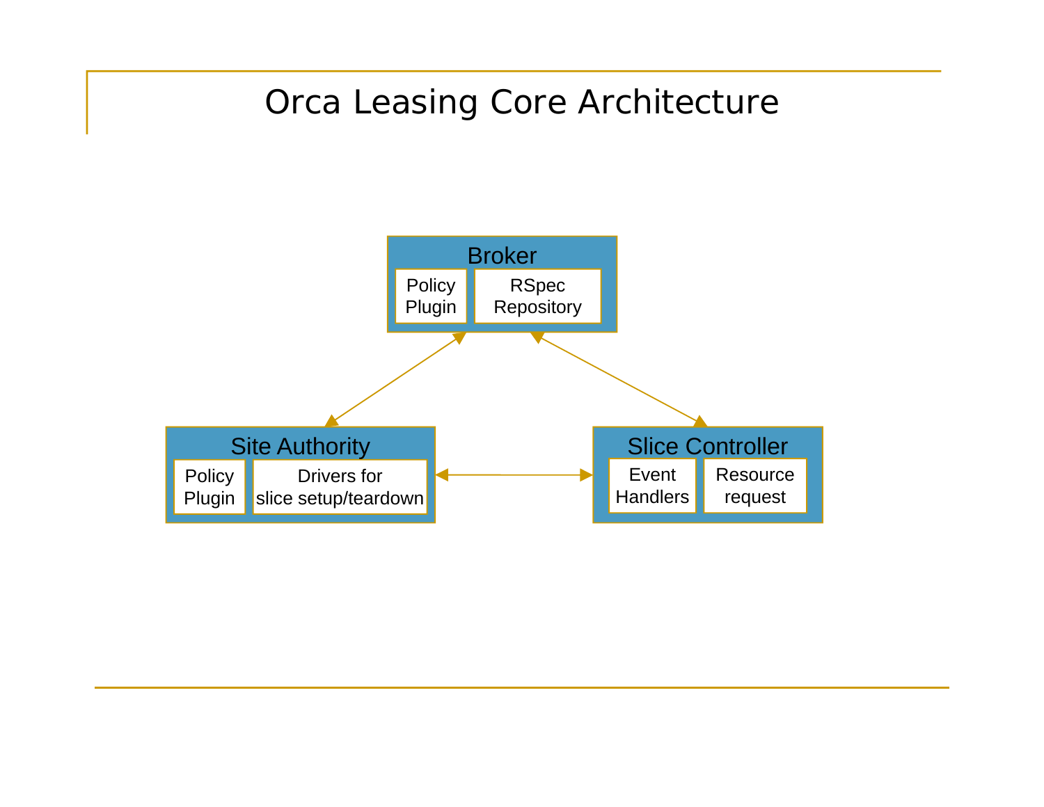# Orca Leasing Core Architecture

**Broker**
- Policy Plugin
- RSpec Repository

**Site Authority**
- Policy Plugin
- Drivers for slice setup/teardown

**Slice Controller**
- Event Handlers
- Resource request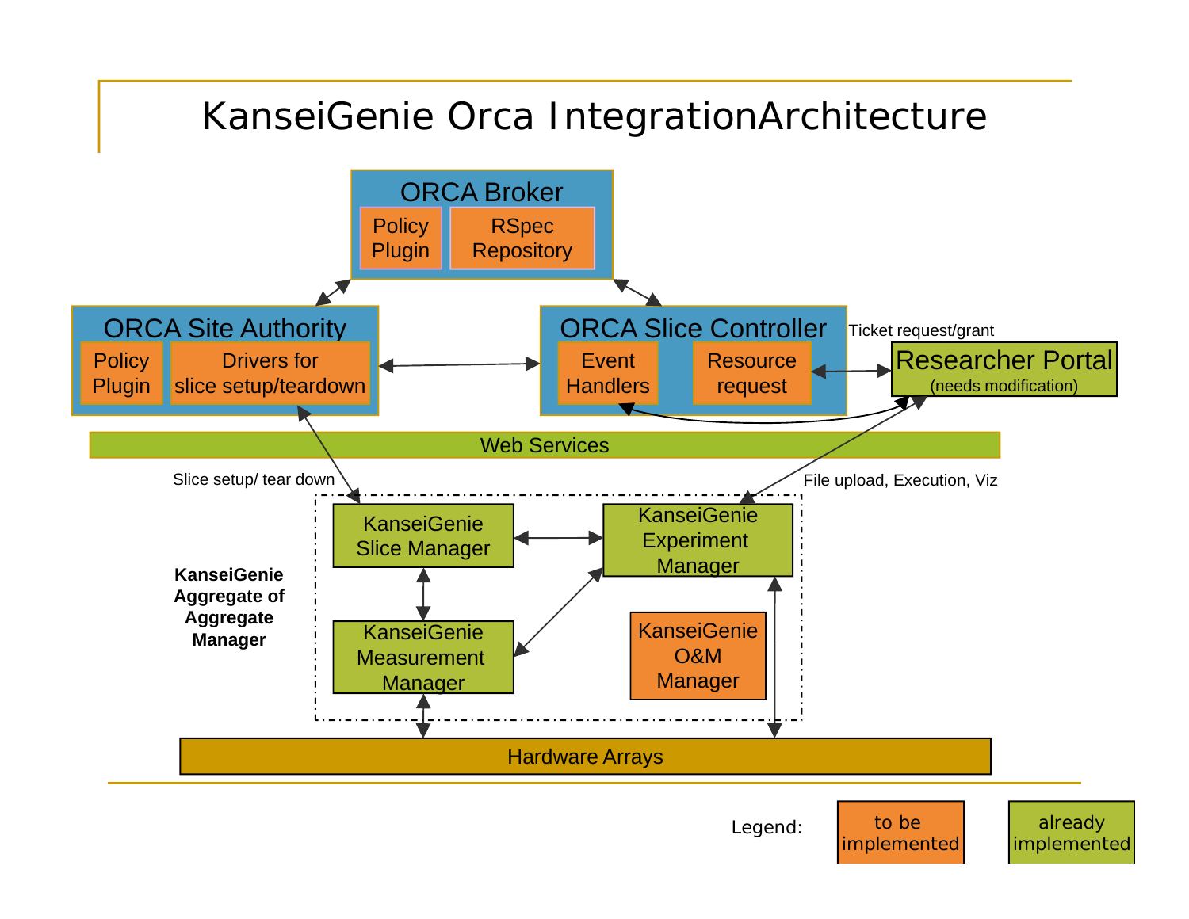# KanseiGenie Orca IntegrationArchitecture

ORCA Broker
- Policy Plugin
- RSpec Repository

ORCA Site Authority
- Policy Plugin
- Drivers for slice setup/teardown

ORCA Slice Controller
- Event Handlers
- Resource request

Ticket request/grant

Researcher Portal (needs modification)

Web Services

Slice setup/ tear down

File upload, Execution, Viz

**KanseiGenie Aggregate of Aggregate Manager**

- KanseiGenie Slice Manager
- KanseiGenie Experiment Manager
- KanseiGenie Measurement Manager
- KanseiGenie O&M Manager

Hardware Arrays

Legend: to be implemented | already implemented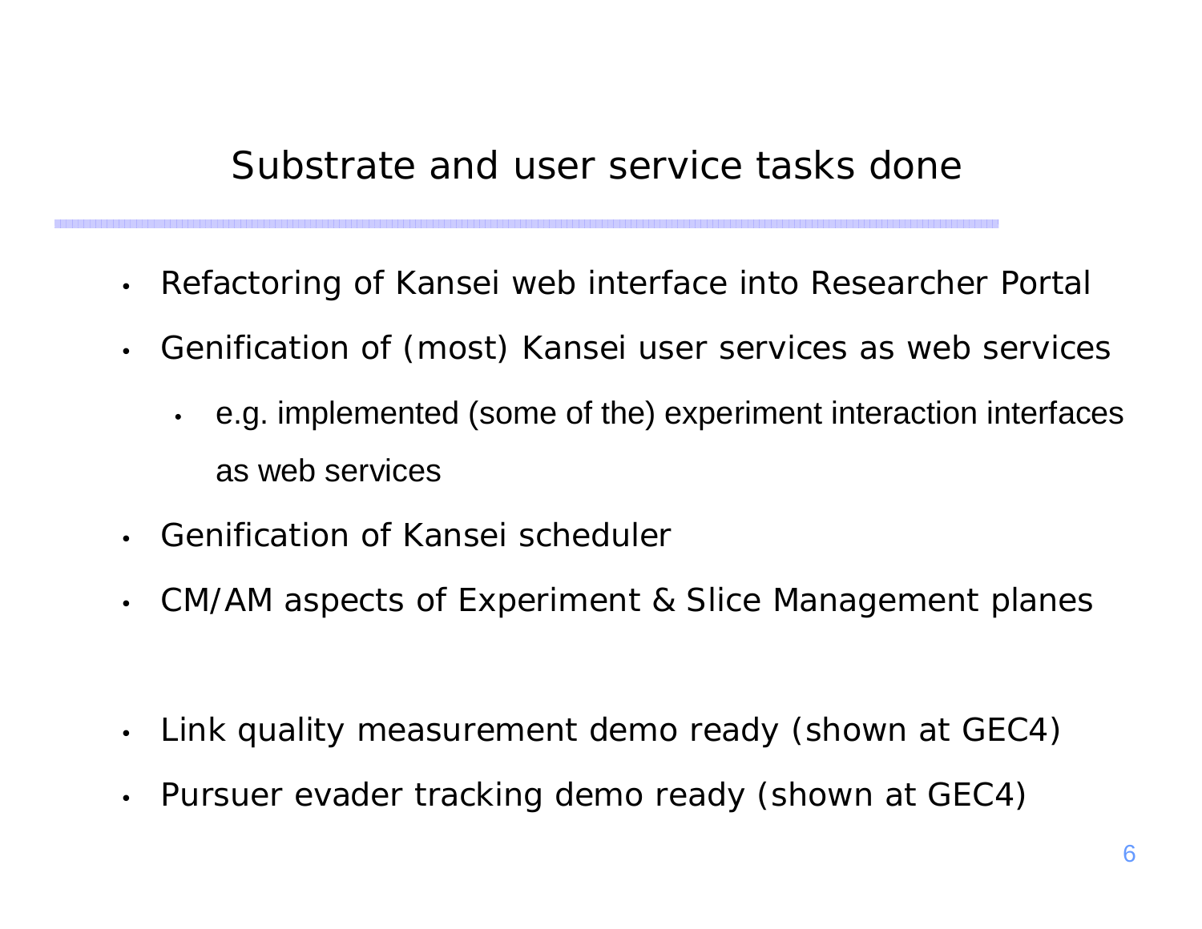# Substrate and user service tasks done

- Refactoring of Kansei web interface into Researcher Portal
- Genification of (most) Kansei user services as web services
  - e.g. implemented (some of the) experiment interaction interfaces as web services
- Genification of Kansei scheduler
- CM/AM aspects of Experiment & Slice Management planes

- Link quality measurement demo ready (shown at GEC4)
- Pursuer evader tracking demo ready (shown at GEC4)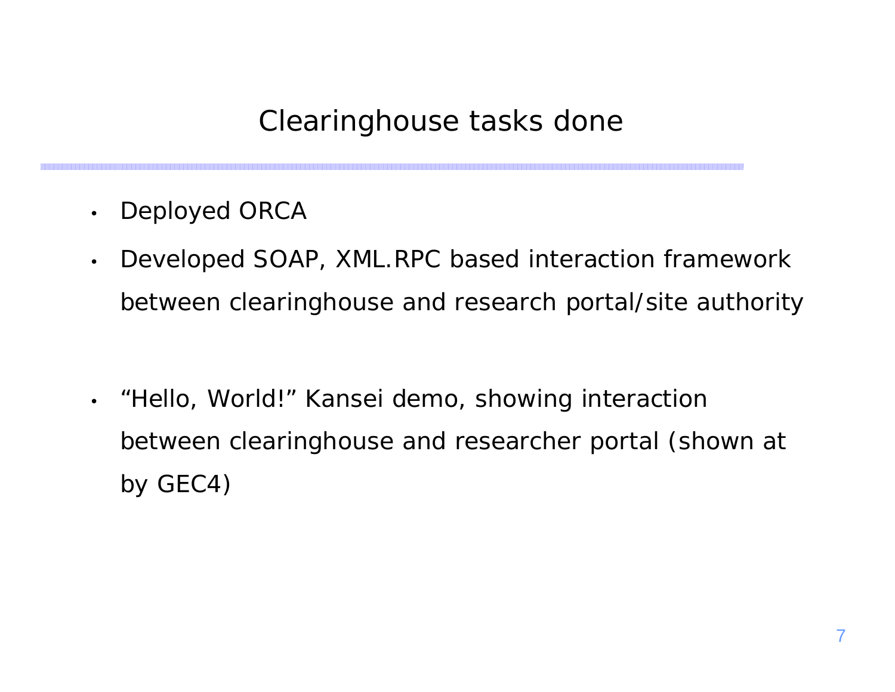# Clearinghouse tasks done

- Deployed ORCA
- Developed SOAP, XML.RPC based interaction framework between clearinghouse and research portal/site authority
- "Hello, World!" Kansei demo, showing interaction between clearinghouse and researcher portal (shown at by GEC4)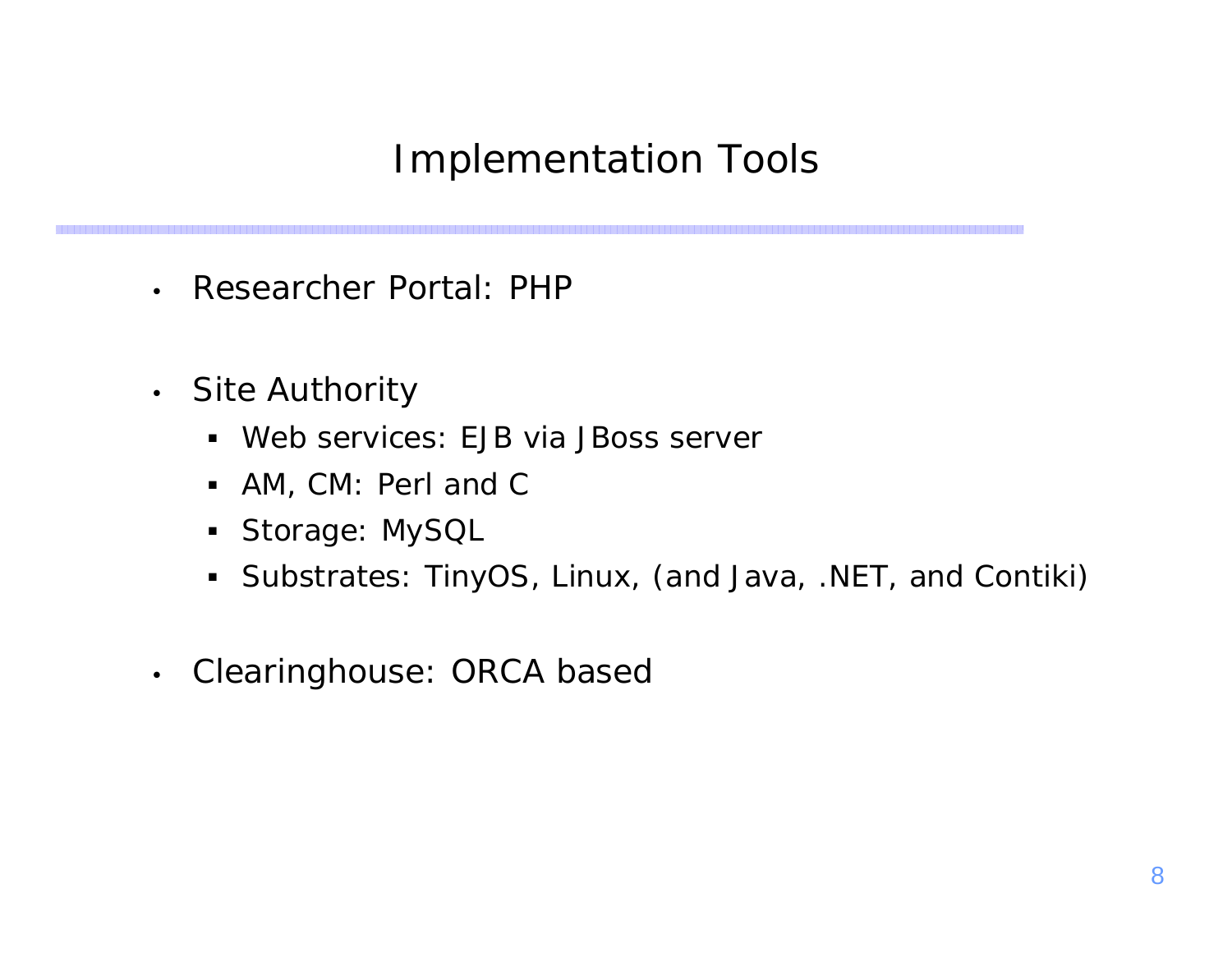# Implementation Tools

- Researcher Portal: PHP
- Site Authority
  - Web services: EJB via JBoss server
  - AM, CM: Perl and C
  - Storage: MySQL
  - Substrates: TinyOS, Linux, (and Java, .NET, and Contiki)
- Clearinghouse: ORCA based